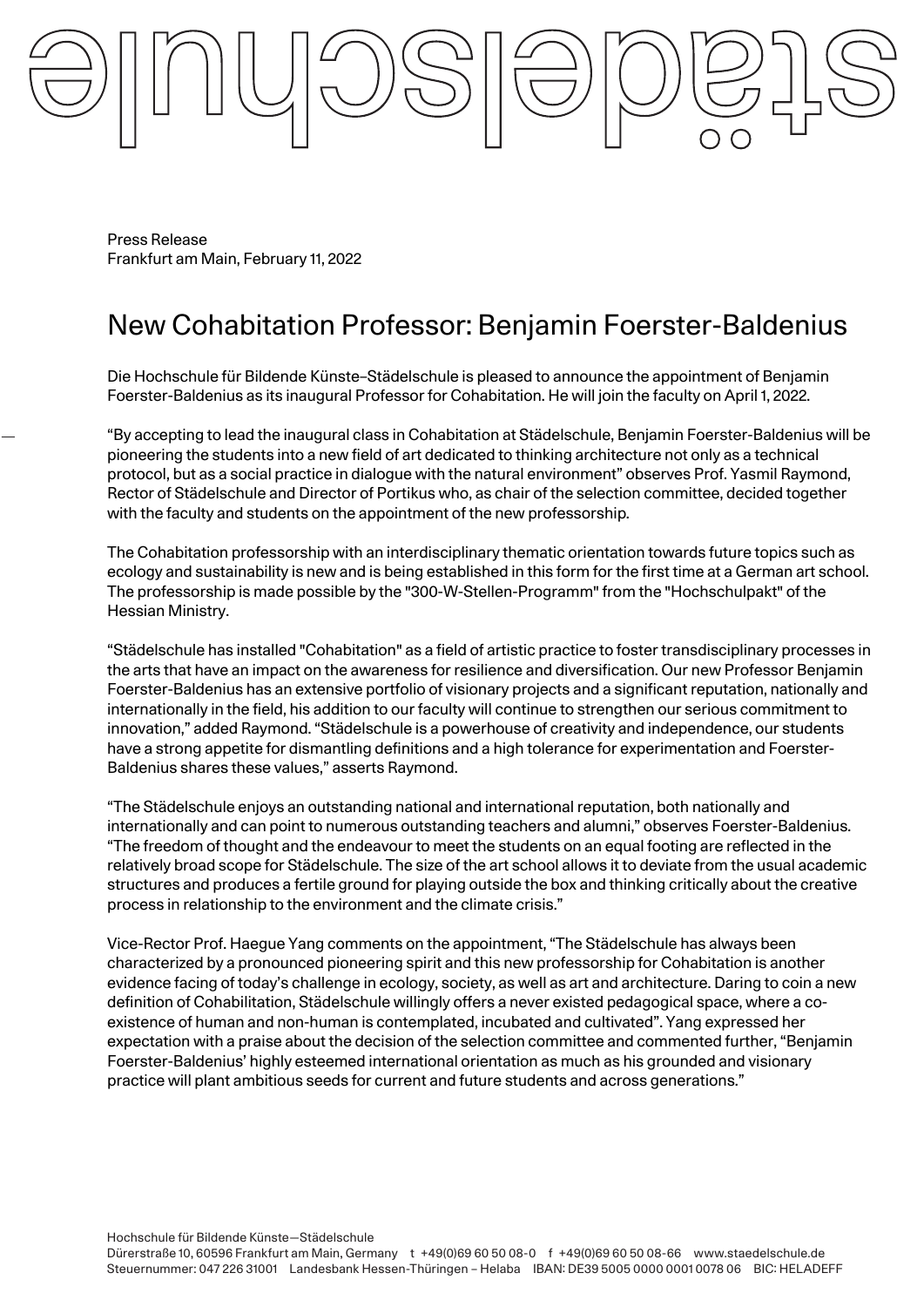Press Release
Frankfurt am Main, February 11, 2022

# New Cohabitation Professor: Benjamin Foerster-Baldenius

Die Hochschule für Bildende Künste–Städelschule is pleased to announce the appointment of Benjamin Foerster-Baldenius as its inaugural Professor for Cohabitation. He will join the faculty on April 1, 2022.

“By accepting to lead the inaugural class in Cohabitation at Städelschule, Benjamin Foerster-Baldenius will be pioneering the students into a new field of art dedicated to thinking architecture not only as a technical protocol, but as a social practice in dialogue with the natural environment” observes Prof. Yasmil Raymond, Rector of Städelschule and Director of Portikus who, as chair of the selection committee, decided together with the faculty and students on the appointment of the new professorship.

The Cohabitation professorship with an interdisciplinary thematic orientation towards future topics such as ecology and sustainability is new and is being established in this form for the first time at a German art school. The professorship is made possible by the "300-W-Stellen-Programm" from the "Hochschulpakt" of the Hessian Ministry.

“Städelschule has installed "Cohabitation" as a field of artistic practice to foster transdisciplinary processes in the arts that have an impact on the awareness for resilience and diversification. Our new Professor Benjamin Foerster-Baldenius has an extensive portfolio of visionary projects and a significant reputation, nationally and internationally in the field, his addition to our faculty will continue to strengthen our serious commitment to innovation,” added Raymond. “Städelschule is a powerhouse of creativity and independence, our students have a strong appetite for dismantling definitions and a high tolerance for experimentation and Foerster-Baldenius shares these values,” asserts Raymond.

“The Städelschule enjoys an outstanding national and international reputation, both nationally and internationally and can point to numerous outstanding teachers and alumni,” observes Foerster-Baldenius. “The freedom of thought and the endeavour to meet the students on an equal footing are reflected in the relatively broad scope for Städelschule. The size of the art school allows it to deviate from the usual academic structures and produces a fertile ground for playing outside the box and thinking critically about the creative process in relationship to the environment and the climate crisis.”

Vice-Rector Prof. Haegue Yang comments on the appointment, “The Städelschule has always been characterized by a pronounced pioneering spirit and this new professorship for Cohabitation is another evidence facing of today’s challenge in ecology, society, as well as art and architecture. Daring to coin a new definition of Cohabilitation, Städelschule willingly offers a never existed pedagogical space, where a co-existence of human and non-human is contemplated, incubated and cultivated”. Yang expressed her expectation with a praise about the decision of the selection committee and commented further, “Benjamin Foerster-Baldenius’ highly esteemed international orientation as much as his grounded and visionary practice will plant ambitious seeds for current and future students and across generations.”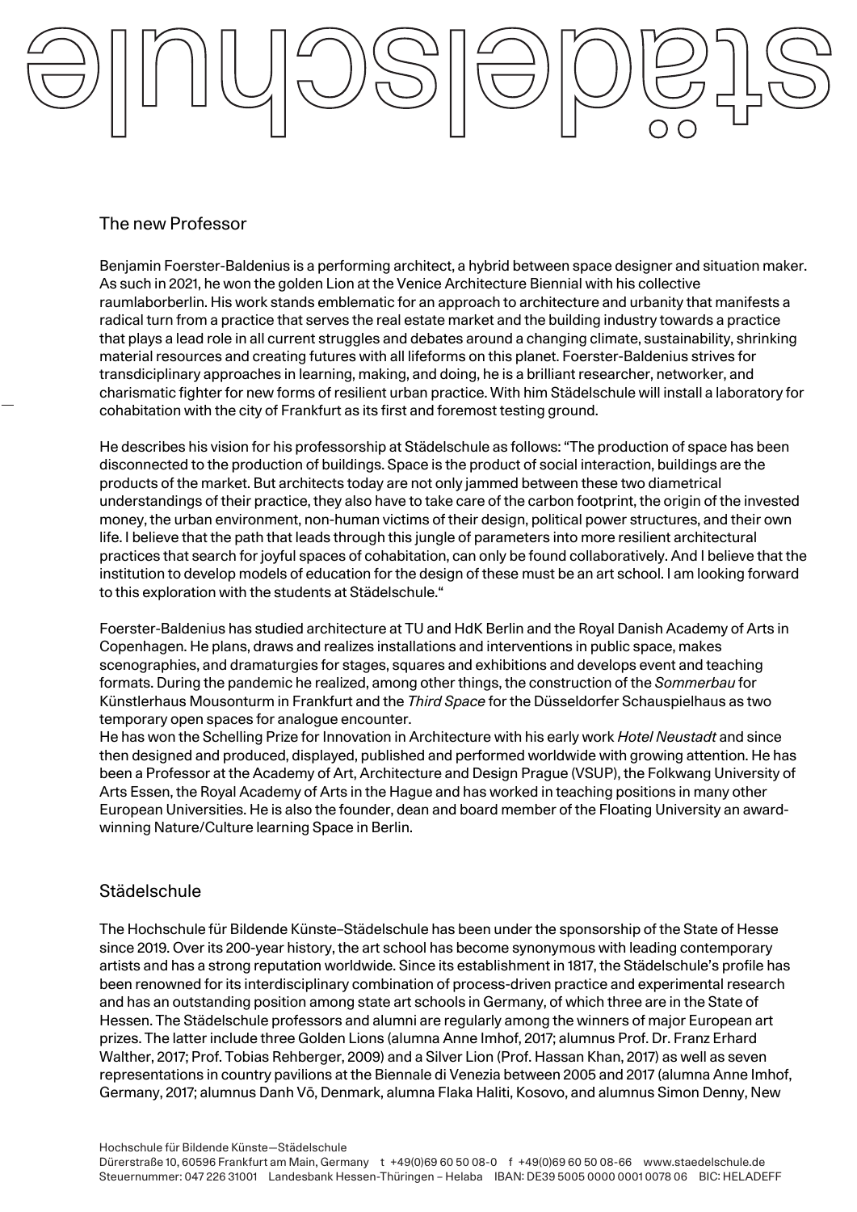## The new Professor

Benjamin Foerster-Baldenius is a performing architect, a hybrid between space designer and situation maker. As such in 2021, he won the golden Lion at the Venice Architecture Biennial with his collective raumlaborberlin. His work stands emblematic for an approach to architecture and urbanity that manifests a radical turn from a practice that serves the real estate market and the building industry towards a practice that plays a lead role in all current struggles and debates around a changing climate, sustainability, shrinking material resources and creating futures with all lifeforms on this planet. Foerster-Baldenius strives for transdiciplinary approaches in learning, making, and doing, he is a brilliant researcher, networker, and charismatic fighter for new forms of resilient urban practice. With him Städelschule will install a laboratory for cohabitation with the city of Frankfurt as its first and foremost testing ground.

He describes his vision for his professorship at Städelschule as follows: "The production of space has been disconnected to the production of buildings. Space is the product of social interaction, buildings are the products of the market. But architects today are not only jammed between these two diametrical understandings of their practice, they also have to take care of the carbon footprint, the origin of the invested money, the urban environment, non-human victims of their design, political power structures, and their own life. I believe that the path that leads through this jungle of parameters into more resilient architectural practices that search for joyful spaces of cohabitation, can only be found collaboratively. And I believe that the institution to develop models of education for the design of these must be an art school. I am looking forward to this exploration with the students at Städelschule."

Foerster-Baldenius has studied architecture at TU and HdK Berlin and the Royal Danish Academy of Arts in Copenhagen. He plans, draws and realizes installations and interventions in public space, makes scenographies, and dramaturgies for stages, squares and exhibitions and develops event and teaching formats. During the pandemic he realized, among other things, the construction of the *Sommerbau* for Künstlerhaus Mousonturm in Frankfurt and the *Third Space* for the Düsseldorfer Schauspielhaus as two temporary open spaces for analogue encounter.
He has won the Schelling Prize for Innovation in Architecture with his early work *Hotel Neustadt* and since then designed and produced, displayed, published and performed worldwide with growing attention. He has been a Professor at the Academy of Art, Architecture and Design Prague (VSUP), the Folkwang University of Arts Essen, the Royal Academy of Arts in the Hague and has worked in teaching positions in many other European Universities. He is also the founder, dean and board member of the Floating University an award-winning Nature/Culture learning Space in Berlin.

## Städelschule

The Hochschule für Bildende Künste–Städelschule has been under the sponsorship of the State of Hesse since 2019. Over its 200-year history, the art school has become synonymous with leading contemporary artists and has a strong reputation worldwide. Since its establishment in 1817, the Städelschule's profile has been renowned for its interdisciplinary combination of process-driven practice and experimental research and has an outstanding position among state art schools in Germany, of which three are in the State of Hessen. The Städelschule professors and alumni are regularly among the winners of major European art prizes. The latter include three Golden Lions (alumna Anne Imhof, 2017; alumnus Prof. Dr. Franz Erhard Walther, 2017; Prof. Tobias Rehberger, 2009) and a Silver Lion (Prof. Hassan Khan, 2017) as well as seven representations in country pavilions at the Biennale di Venezia between 2005 and 2017 (alumna Anne Imhof, Germany, 2017; alumnus Danh Võ, Denmark, alumna Flaka Haliti, Kosovo, and alumnus Simon Denny, New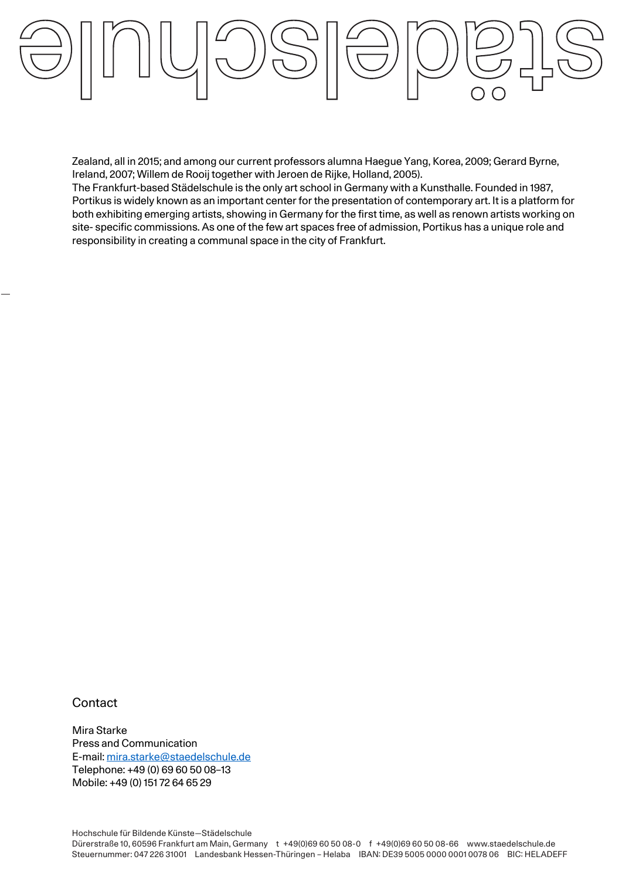Zealand, all in 2015; and among our current professors alumna Haegue Yang, Korea, 2009; Gerard Byrne, Ireland, 2007; Willem de Rooij together with Jeroen de Rijke, Holland, 2005).
The Frankfurt-based Städelschule is the only art school in Germany with a Kunsthalle. Founded in 1987, Portikus is widely known as an important center for the presentation of contemporary art. It is a platform for both exhibiting emerging artists, showing in Germany for the first time, as well as renown artists working on site- specific commissions. As one of the few art spaces free of admission, Portikus has a unique role and responsibility in creating a communal space in the city of Frankfurt.

## Contact

Mira Starke
Press and Communication
E-mail: mira.starke@staedelschule.de
Telephone: +49 (0) 69 60 50 08–13
Mobile: +49 (0) 151 72 64 65 29

Hochschule für Bildende Künste—Städelschule
Dürerstraße 10, 60596 Frankfurt am Main, Germany  t +49(0)69 60 50 08-0  f +49(0)69 60 50 08-66  www.staedelschule.de
Steuernummer: 047 226 31001  Landesbank Hessen-Thüringen – Helaba  IBAN: DE39 5005 0000 0001 0078 06  BIC: HELADEFF